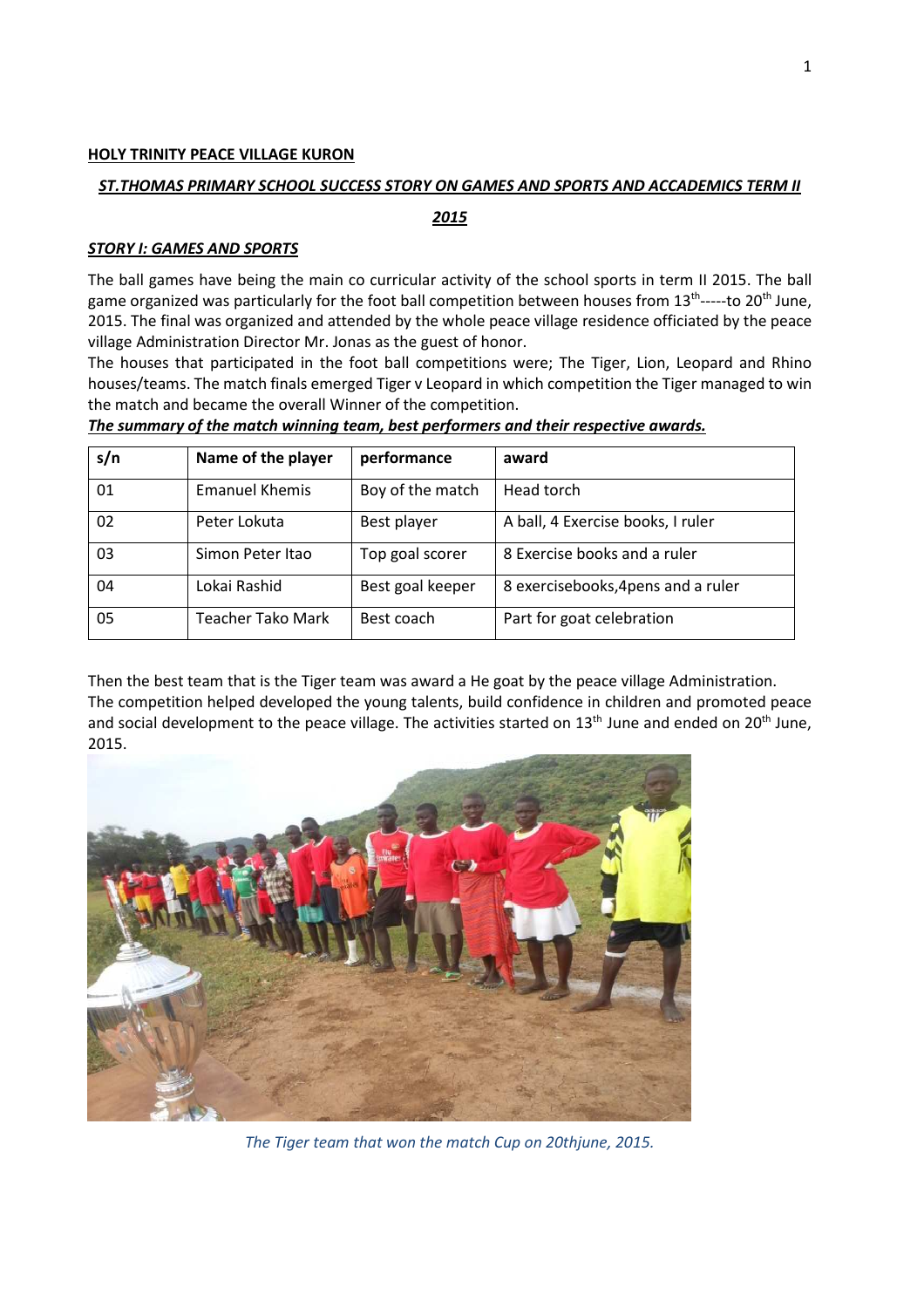**HOLY TRINITY PEACE VILLAGE KURON**

***ST.THOMAS PRIMARY SCHOOL SUCCESS STORY ON GAMES AND SPORTS AND ACCADEMICS TERM II 2015***

***STORY I: GAMES AND SPORTS***

The ball games have being the main co curricular activity of the school sports in term II 2015. The ball game organized was particularly for the foot ball competition between houses from 13th-----to 20th June, 2015. The final was organized and attended by the whole peace village residence officiated by the peace village Administration Director Mr. Jonas as the guest of honor.

The houses that participated in the foot ball competitions were; The Tiger, Lion, Leopard and Rhino houses/teams. The match finals emerged Tiger v Leopard in which competition the Tiger managed to win the match and became the overall Winner of the competition.

***The summary of the match winning team, best performers and their respective awards.***

| s/n | Name of the player | performance | award |
|---|---|---|---|
| 01 | Emanuel Khemis | Boy of the match | Head torch |
| 02 | Peter Lokuta | Best player | A ball, 4 Exercise books, I ruler |
| 03 | Simon Peter Itao | Top goal scorer | 8 Exercise books and a ruler |
| 04 | Lokai Rashid | Best goal keeper | 8 exercisebooks,4pens and a ruler |
| 05 | Teacher Tako Mark | Best coach | Part for goat celebration |

Then the best team that is the Tiger team was award a He goat by the peace village Administration.

The competition helped developed the young talents, build confidence in children and promoted peace and social development to the peace village. The activities started on 13th June and ended on 20th June, 2015.

*The Tiger team that won the match Cup on 20thjune, 2015.*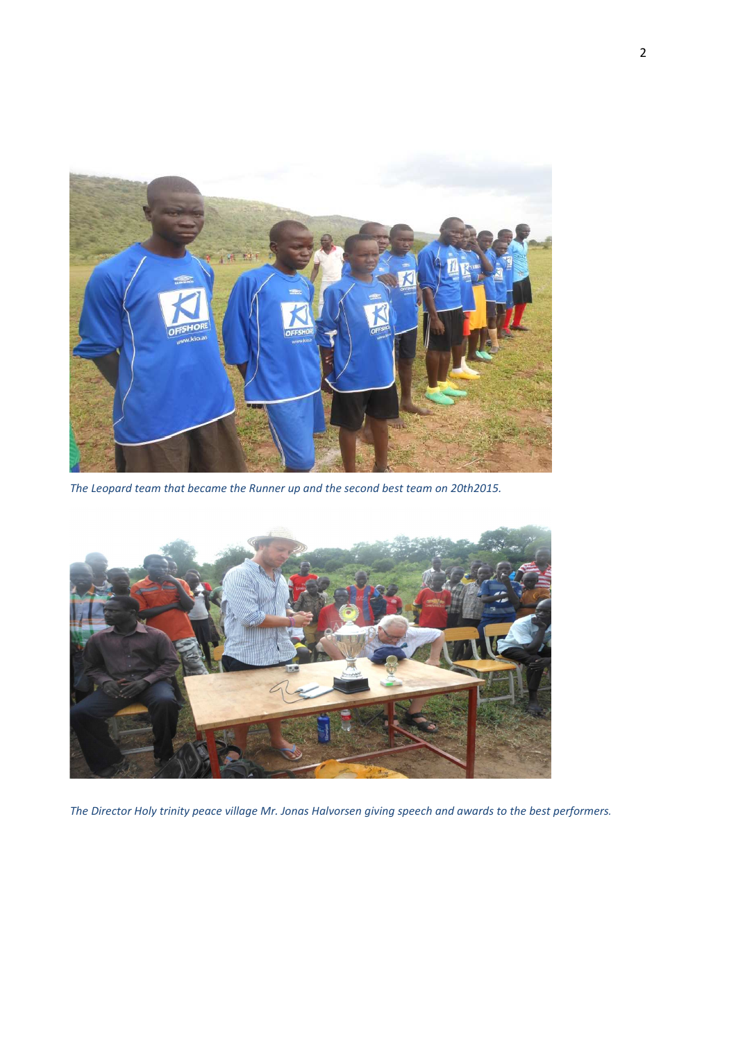*The Leopard team that became the Runner up and the second best team on 20th2015.*

*The Director Holy trinity peace village Mr. Jonas Halvorsen giving speech and awards to the best performers.*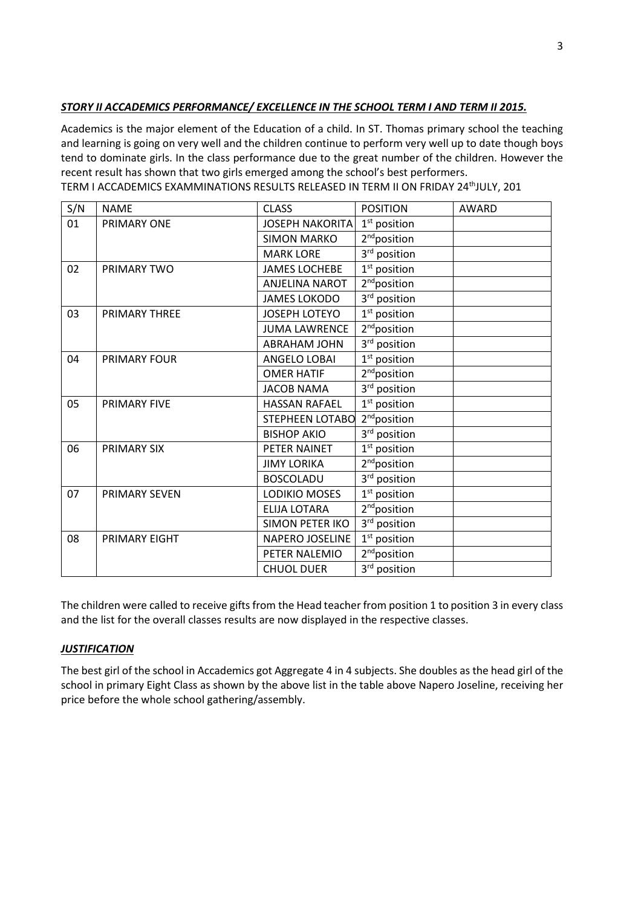***STORY II ACCADEMICS PERFORMANCE/ EXCELLENCE IN THE SCHOOL TERM I AND TERM II 2015.***

Academics is the major element of the Education of a child. In ST. Thomas primary school the teaching and learning is going on very well and the children continue to perform very well up to date though boys tend to dominate girls. In the class performance due to the great number of the children. However the recent result has shown that two girls emerged among the school's best performers.

TERM I ACCADEMICS EXAMMINATIONS RESULTS RELEASED IN TERM II ON FRIDAY 24th JULY, 201

| S/N | NAME | CLASS | POSITION | AWARD |
|---|---|---|---|---|
| 01 | PRIMARY ONE | JOSEPH NAKORITA | 1st position | |
| | | SIMON MARKO | 2nd position | |
| | | MARK LORE | 3rd position | |
| 02 | PRIMARY TWO | JAMES LOCHEBE | 1st position | |
| | | ANJELINA NAROT | 2nd position | |
| | | JAMES LOKODO | 3rd position | |
| 03 | PRIMARY THREE | JOSEPH LOTEYO | 1st position | |
| | | JUMA LAWRENCE | 2nd position | |
| | | ABRAHAM JOHN | 3rd position | |
| 04 | PRIMARY FOUR | ANGELO LOBAI | 1st position | |
| | | OMER HATIF | 2nd position | |
| | | JACOB NAMA | 3rd position | |
| 05 | PRIMARY FIVE | HASSAN RAFAEL | 1st position | |
| | | STEPHEEN LOTABO | 2nd position | |
| | | BISHOP AKIO | 3rd position | |
| 06 | PRIMARY SIX | PETER NAINET | 1st position | |
| | | JIMY LORIKA | 2nd position | |
| | | BOSCOLADU | 3rd position | |
| 07 | PRIMARY SEVEN | LODIKIO MOSES | 1st position | |
| | | ELIJA LOTARA | 2nd position | |
| | | SIMON PETER IKO | 3rd position | |
| 08 | PRIMARY EIGHT | NAPERO JOSELINE | 1st position | |
| | | PETER NALEMIO | 2nd position | |
| | | CHUOL DUER | 3rd position | |

The children were called to receive gifts from the Head teacher from position 1 to position 3 in every class and the list for the overall classes results are now displayed in the respective classes.

***JUSTIFICATION***

The best girl of the school in Accademics got Aggregate 4 in 4 subjects. She doubles as the head girl of the school in primary Eight Class as shown by the above list in the table above Napero Joseline, receiving her price before the whole school gathering/assembly.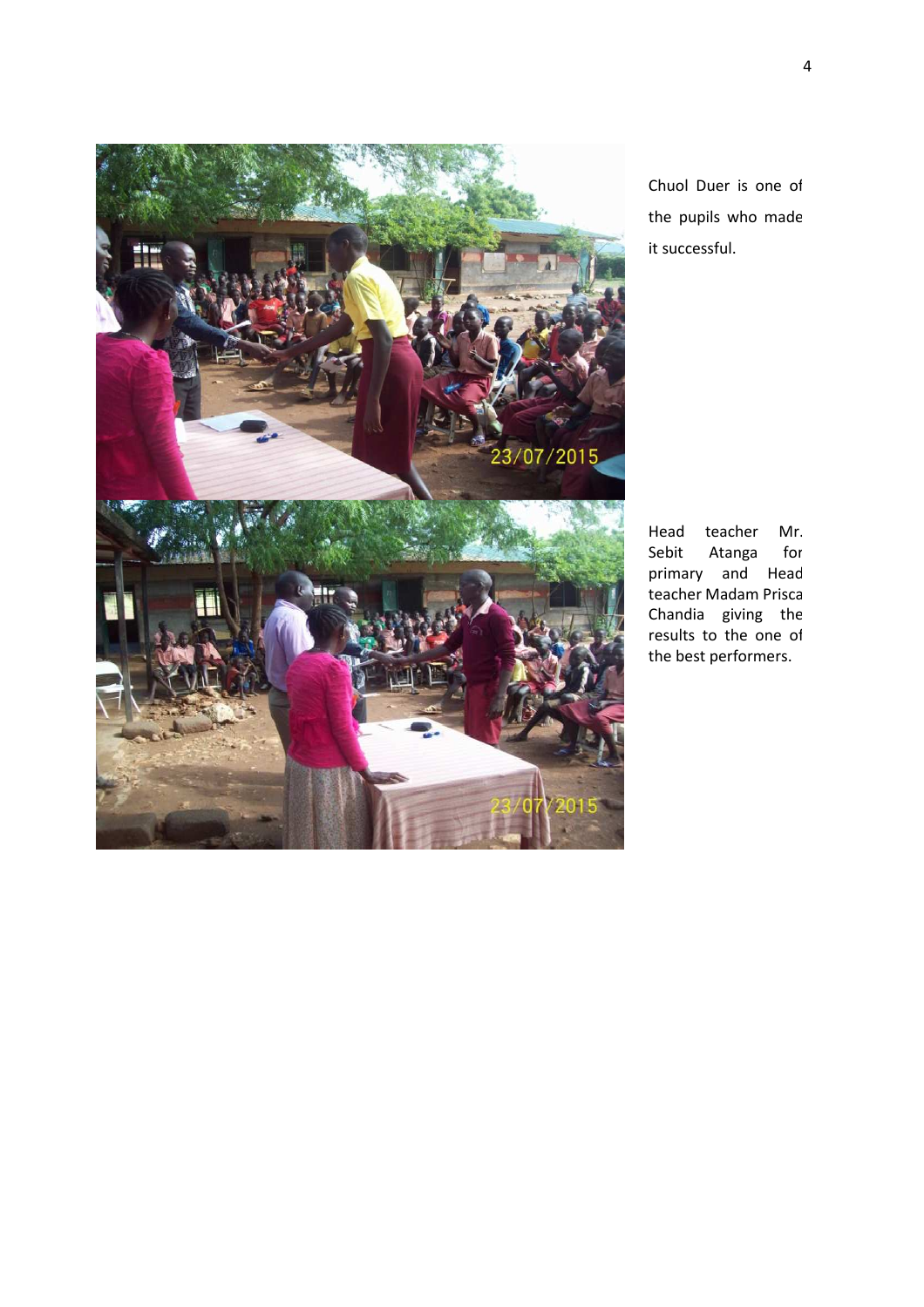Chuol Duer is one of the pupils who made it successful.

Head teacher Mr. Sebit Atanga for primary and Head teacher Madam Prisca Chandia giving the results to the one of the best performers.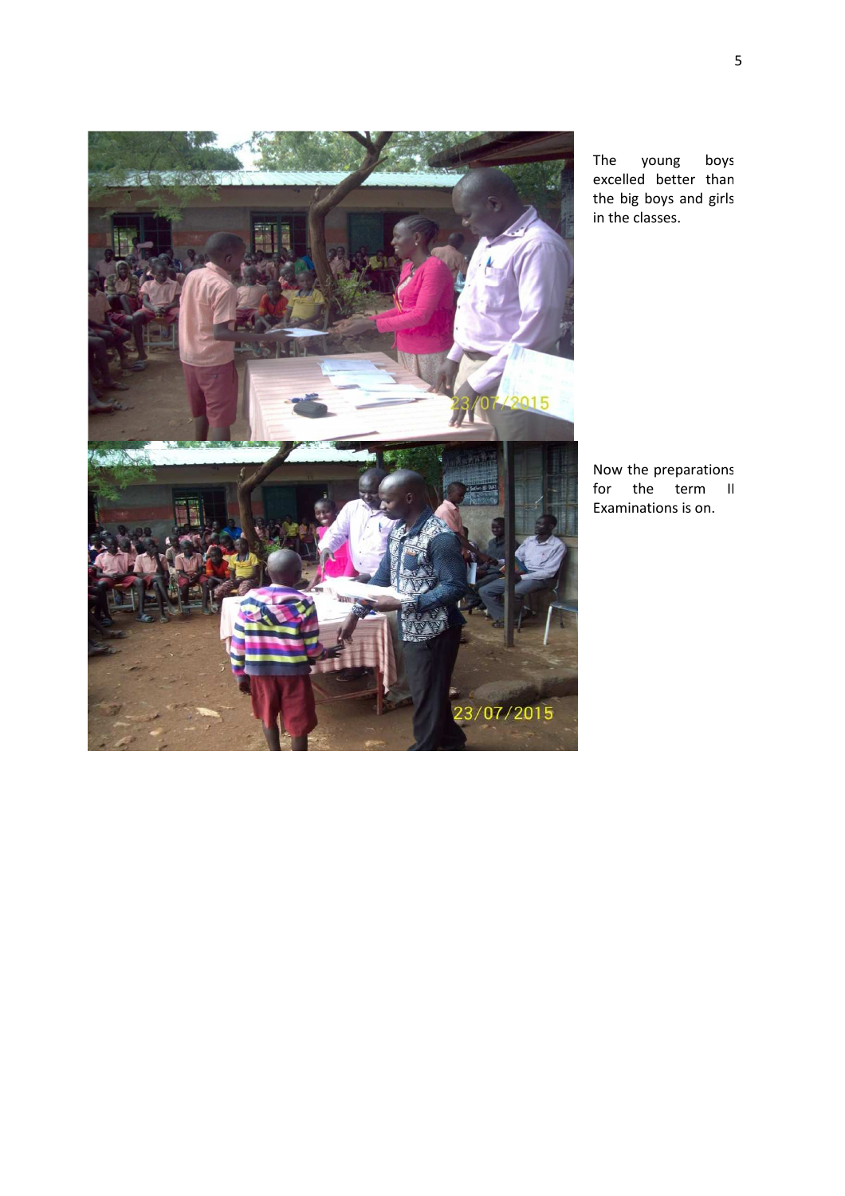The young boys excelled better than the big boys and girls in the classes.

Now the preparations for the term II Examinations is on.